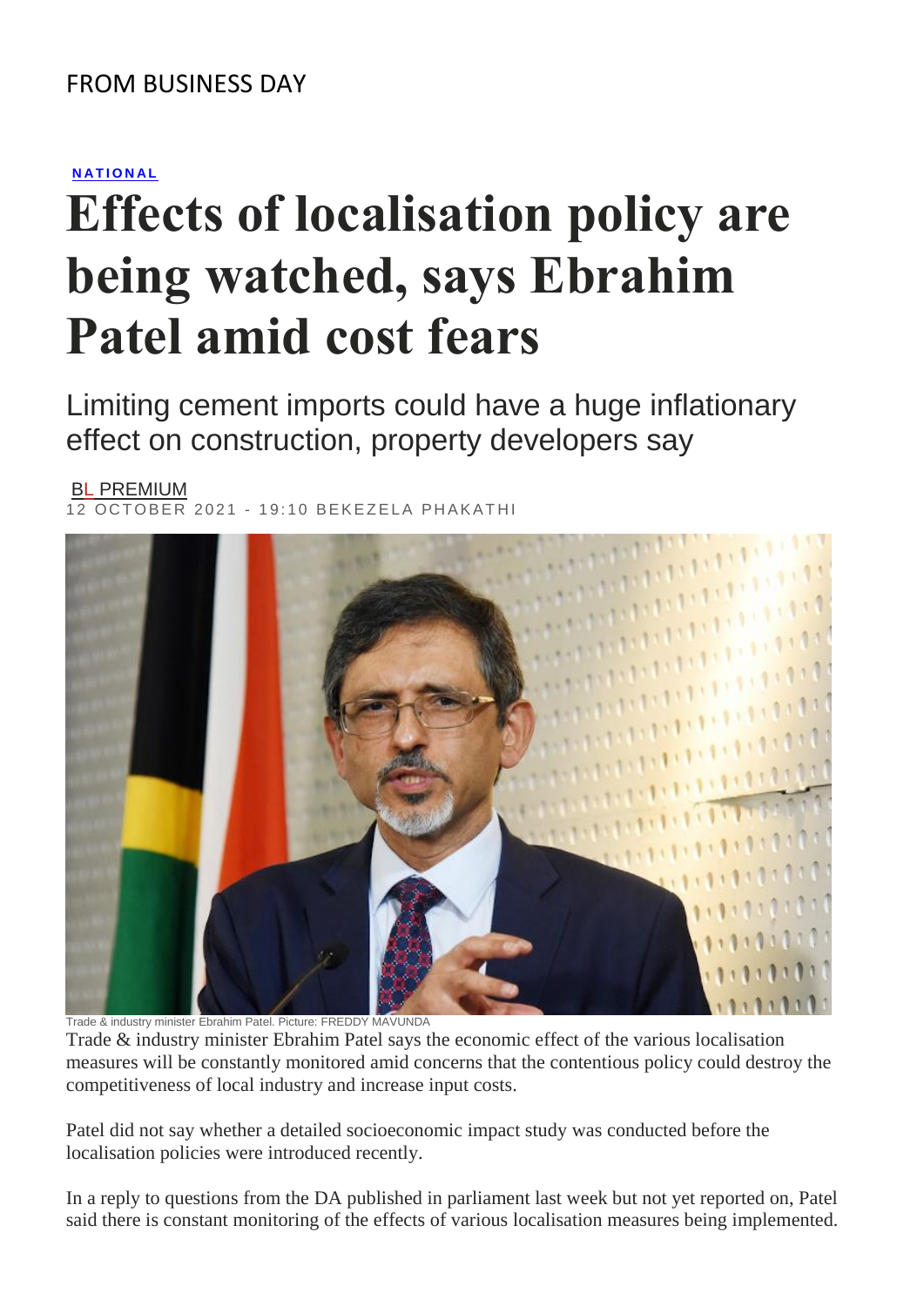FROM BUSINESS DAY

**NATIONAL**

# Effects of localisation policy are being watched, says Ebrahim Patel amid cost fears

## Limiting cement imports could have a huge inflationary effect on construction, property developers say

BL PREMIUM

12 OCTOBER 2021 - 19:10 BEKEZELA PHAKATHI

Trade & industry minister Ebrahim Patel. Picture: FREDDY MAVUNDA

Trade & industry minister Ebrahim Patel says the economic effect of the various localisation measures will be constantly monitored amid concerns that the contentious policy could destroy the competitiveness of local industry and increase input costs.

Patel did not say whether a detailed socioeconomic impact study was conducted before the localisation policies were introduced recently.

In a reply to questions from the DA published in parliament last week but not yet reported on, Patel said there is constant monitoring of the effects of various localisation measures being implemented.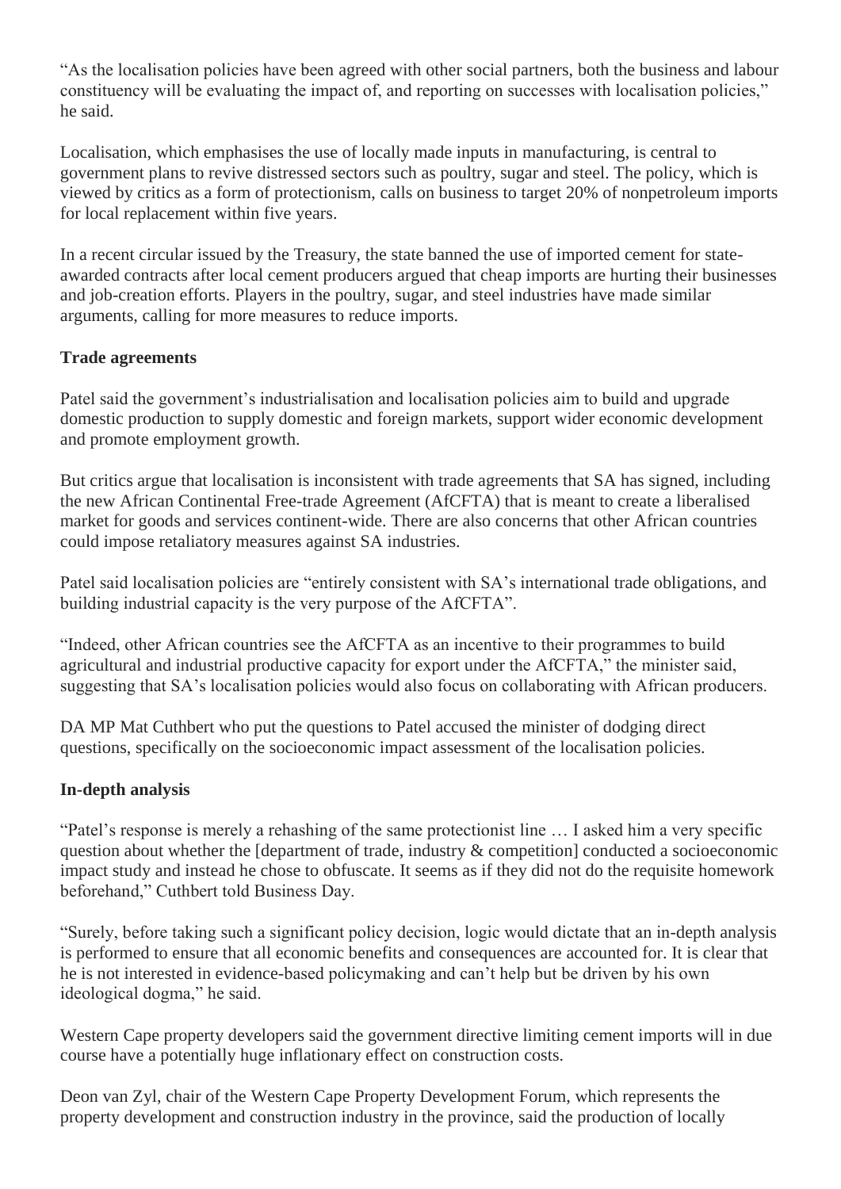"As the localisation policies have been agreed with other social partners, both the business and labour constituency will be evaluating the impact of, and reporting on successes with localisation policies," he said.

Localisation, which emphasises the use of locally made inputs in manufacturing, is central to government plans to revive distressed sectors such as poultry, sugar and steel. The policy, which is viewed by critics as a form of protectionism, calls on business to target 20% of nonpetroleum imports for local replacement within five years.

In a recent circular issued by the Treasury, the state banned the use of imported cement for state-awarded contracts after local cement producers argued that cheap imports are hurting their businesses and job-creation efforts. Players in the poultry, sugar, and steel industries have made similar arguments, calling for more measures to reduce imports.

**Trade agreements**

Patel said the government's industrialisation and localisation policies aim to build and upgrade domestic production to supply domestic and foreign markets, support wider economic development and promote employment growth.

But critics argue that localisation is inconsistent with trade agreements that SA has signed, including the new African Continental Free-trade Agreement (AfCFTA) that is meant to create a liberalised market for goods and services continent-wide. There are also concerns that other African countries could impose retaliatory measures against SA industries.

Patel said localisation policies are "entirely consistent with SA's international trade obligations, and building industrial capacity is the very purpose of the AfCFTA".

"Indeed, other African countries see the AfCFTA as an incentive to their programmes to build agricultural and industrial productive capacity for export under the AfCFTA," the minister said, suggesting that SA's localisation policies would also focus on collaborating with African producers.

DA MP Mat Cuthbert who put the questions to Patel accused the minister of dodging direct questions, specifically on the socioeconomic impact assessment of the localisation policies.

**In-depth analysis**

"Patel's response is merely a rehashing of the same protectionist line … I asked him a very specific question about whether the [department of trade, industry & competition] conducted a socioeconomic impact study and instead he chose to obfuscate. It seems as if they did not do the requisite homework beforehand," Cuthbert told Business Day.

"Surely, before taking such a significant policy decision, logic would dictate that an in-depth analysis is performed to ensure that all economic benefits and consequences are accounted for. It is clear that he is not interested in evidence-based policymaking and can't help but be driven by his own ideological dogma," he said.

Western Cape property developers said the government directive limiting cement imports will in due course have a potentially huge inflationary effect on construction costs.

Deon van Zyl, chair of the Western Cape Property Development Forum, which represents the property development and construction industry in the province, said the production of locally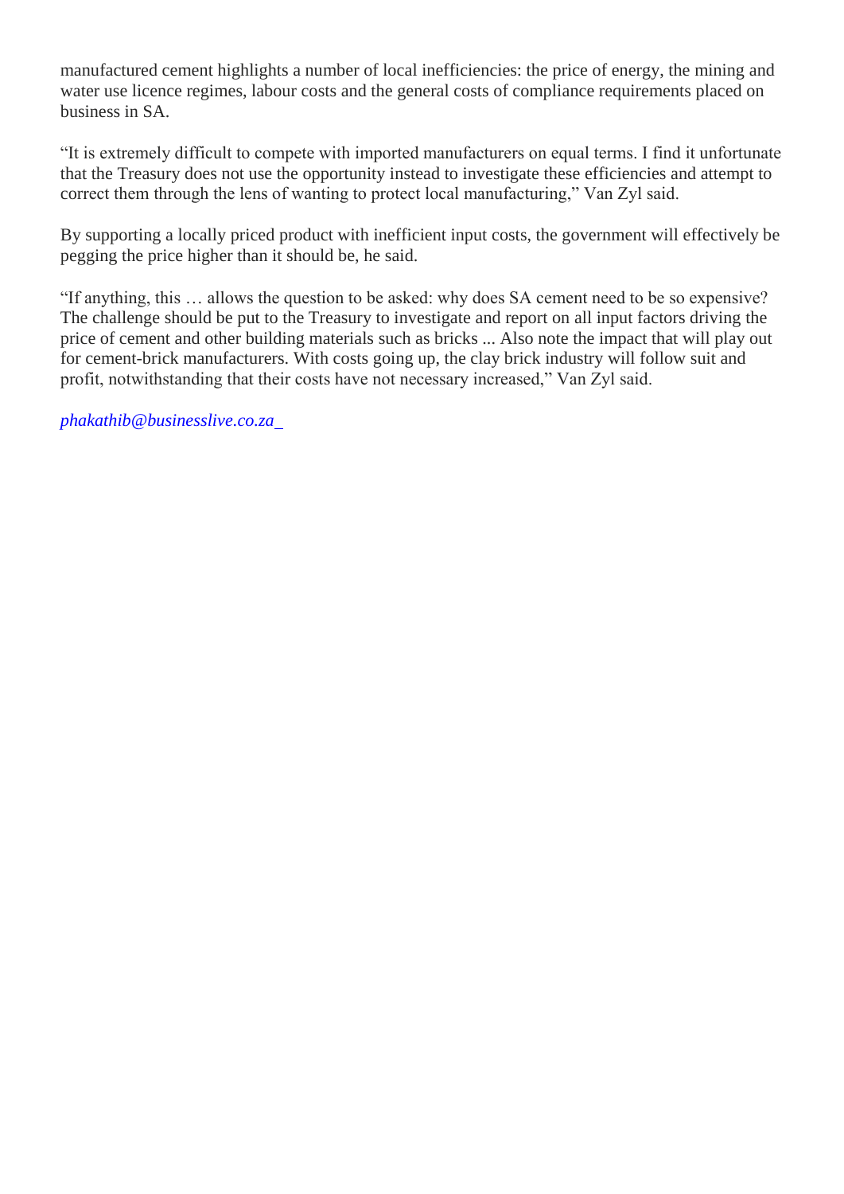manufactured cement highlights a number of local inefficiencies: the price of energy, the mining and water use licence regimes, labour costs and the general costs of compliance requirements placed on business in SA.

"It is extremely difficult to compete with imported manufacturers on equal terms. I find it unfortunate that the Treasury does not use the opportunity instead to investigate these efficiencies and attempt to correct them through the lens of wanting to protect local manufacturing," Van Zyl said.

By supporting a locally priced product with inefficient input costs, the government will effectively be pegging the price higher than it should be, he said.

"If anything, this … allows the question to be asked: why does SA cement need to be so expensive? The challenge should be put to the Treasury to investigate and report on all input factors driving the price of cement and other building materials such as bricks ... Also note the impact that will play out for cement-brick manufacturers. With costs going up, the clay brick industry will follow suit and profit, notwithstanding that their costs have not necessary increased," Van Zyl said.

*phakathib@businesslive.co.za*